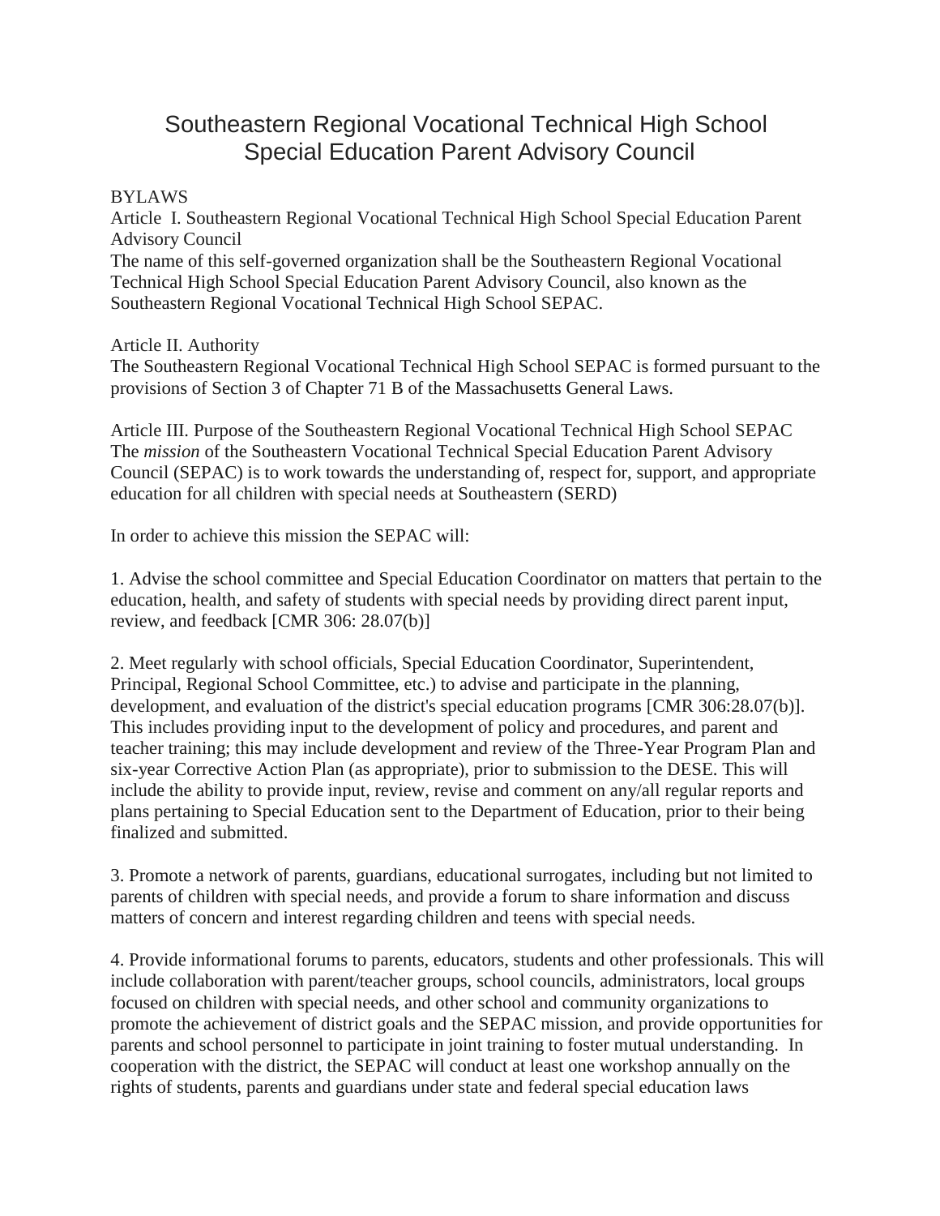# Southeastern Regional Vocational Technical High School Special Education Parent Advisory Council

BYLAWS

## Article I. Southeastern Regional Vocational Technical High School Special Education Parent Advisory Council

The name of this self-governed organization shall be the Southeastern Regional Vocational Technical High School Special Education Parent Advisory Council, also known as the Southeastern Regional Vocational Technical High School SEPAC.

## Article II. Authority

The Southeastern Regional Vocational Technical High School SEPAC is formed pursuant to the provisions of Section 3 of Chapter 71 B of the Massachusetts General Laws.

## Article III. Purpose of the Southeastern Regional Vocational Technical High School SEPAC

The *mission* of the Southeastern Vocational Technical Special Education Parent Advisory Council (SEPAC) is to work towards the understanding of, respect for, support, and appropriate education for all children with special needs at Southeastern (SERD)

In order to achieve this mission the SEPAC will:

1. Advise the school committee and Special Education Coordinator on matters that pertain to the education, health, and safety of students with special needs by providing direct parent input, review, and feedback [CMR 306: 28.07(b)]

2. Meet regularly with school officials, Special Education Coordinator, Superintendent, Principal, Regional School Committee, etc.) to advise and participate in the planning, development, and evaluation of the district's special education programs [CMR 306:28.07(b)]. This includes providing input to the development of policy and procedures, and parent and teacher training; this may include development and review of the Three-Year Program Plan and six-year Corrective Action Plan (as appropriate), prior to submission to the DESE. This will include the ability to provide input, review, revise and comment on any/all regular reports and plans pertaining to Special Education sent to the Department of Education, prior to their being finalized and submitted.

3. Promote a network of parents, guardians, educational surrogates, including but not limited to parents of children with special needs, and provide a forum to share information and discuss matters of concern and interest regarding children and teens with special needs.

4. Provide informational forums to parents, educators, students and other professionals. This will include collaboration with parent/teacher groups, school councils, administrators, local groups focused on children with special needs, and other school and community organizations to promote the achievement of district goals and the SEPAC mission, and provide opportunities for parents and school personnel to participate in joint training to foster mutual understanding. In cooperation with the district, the SEPAC will conduct at least one workshop annually on the rights of students, parents and guardians under state and federal special education laws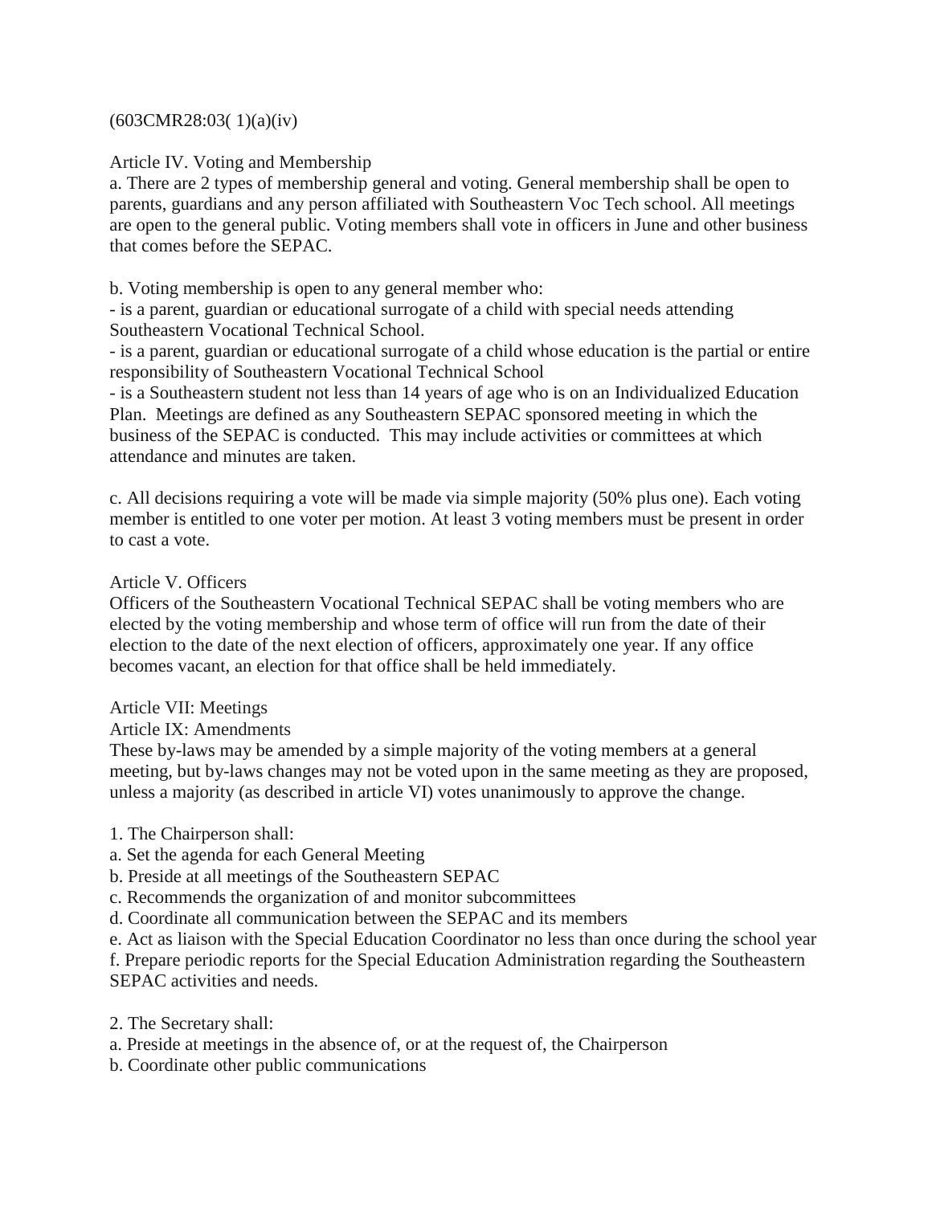(603CMR28:03( 1)(a)(iv)

Article IV. Voting and Membership

a. There are 2 types of membership general and voting. General membership shall be open to parents, guardians and any person affiliated with Southeastern Voc Tech school. All meetings are open to the general public. Voting members shall vote in officers in June and other business that comes before the SEPAC.

b. Voting membership is open to any general member who:
- is a parent, guardian or educational surrogate of a child with special needs attending Southeastern Vocational Technical School.
- is a parent, guardian or educational surrogate of a child whose education is the partial or entire responsibility of Southeastern Vocational Technical School
- is a Southeastern student not less than 14 years of age who is on an Individualized Education Plan. Meetings are defined as any Southeastern SEPAC sponsored meeting in which the business of the SEPAC is conducted. This may include activities or committees at which attendance and minutes are taken.

c. All decisions requiring a vote will be made via simple majority (50% plus one). Each voting member is entitled to one voter per motion. At least 3 voting members must be present in order to cast a vote.

Article V. Officers

Officers of the Southeastern Vocational Technical SEPAC shall be voting members who are elected by the voting membership and whose term of office will run from the date of their election to the date of the next election of officers, approximately one year. If any office becomes vacant, an election for that office shall be held immediately.

Article VII: Meetings

Article IX: Amendments

These by-laws may be amended by a simple majority of the voting members at a general meeting, but by-laws changes may not be voted upon in the same meeting as they are proposed, unless a majority (as described in article VI) votes unanimously to approve the change.

1. The Chairperson shall:
a. Set the agenda for each General Meeting
b. Preside at all meetings of the Southeastern SEPAC
c. Recommends the organization of and monitor subcommittees
d. Coordinate all communication between the SEPAC and its members
e. Act as liaison with the Special Education Coordinator no less than once during the school year
f. Prepare periodic reports for the Special Education Administration regarding the Southeastern SEPAC activities and needs.

2. The Secretary shall:
a. Preside at meetings in the absence of, or at the request of, the Chairperson
b. Coordinate other public communications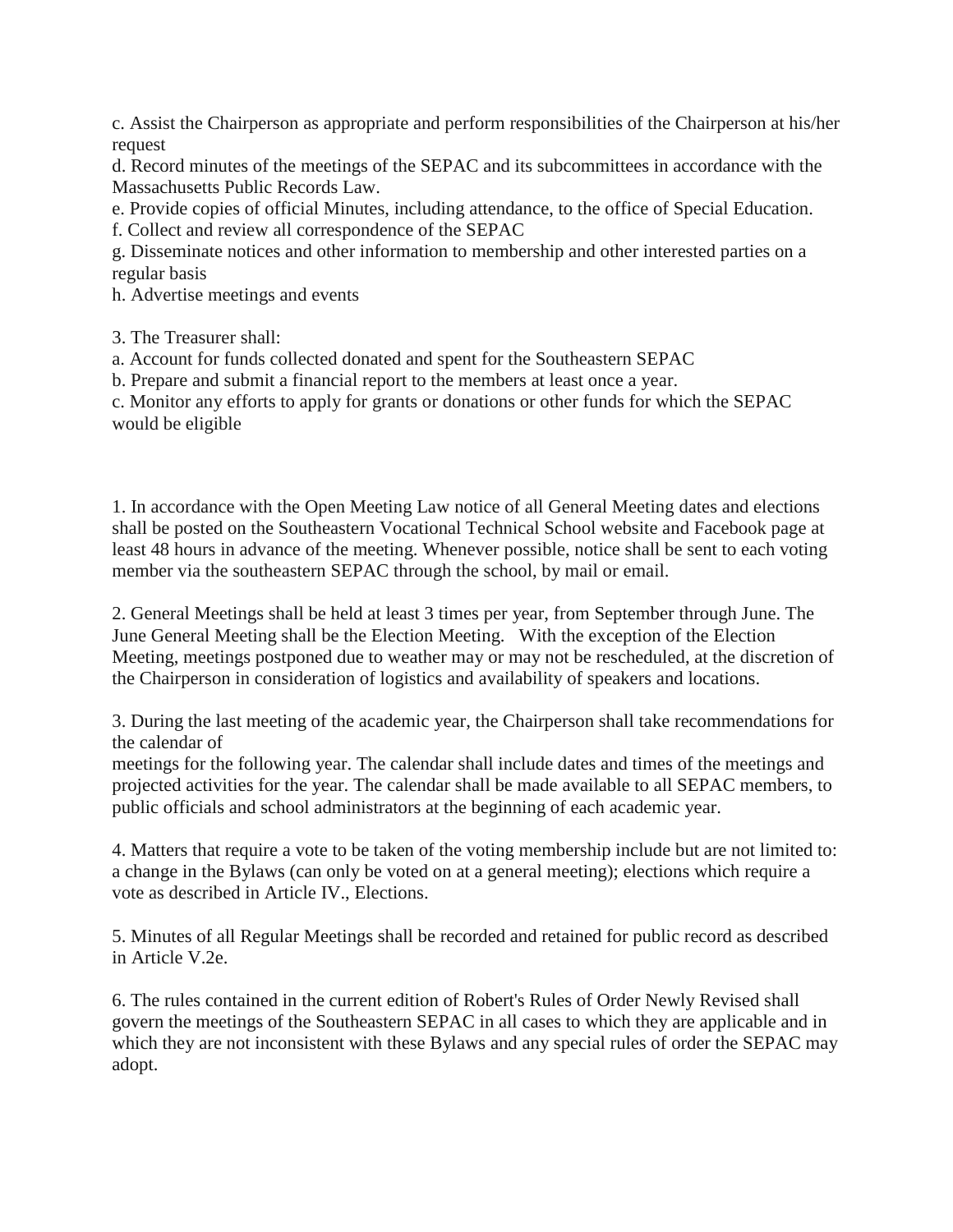c. Assist the Chairperson as appropriate and perform responsibilities of the Chairperson at his/her request

d. Record minutes of the meetings of the SEPAC and its subcommittees in accordance with the Massachusetts Public Records Law.

e. Provide copies of official Minutes, including attendance, to the office of Special Education.

f. Collect and review all correspondence of the SEPAC

g. Disseminate notices and other information to membership and other interested parties on a regular basis

h. Advertise meetings and events

3. The Treasurer shall:

a. Account for funds collected donated and spent for the Southeastern SEPAC

b. Prepare and submit a financial report to the members at least once a year.

c. Monitor any efforts to apply for grants or donations or other funds for which the SEPAC would be eligible

1. In accordance with the Open Meeting Law notice of all General Meeting dates and elections shall be posted on the Southeastern Vocational Technical School website and Facebook page at least 48 hours in advance of the meeting. Whenever possible, notice shall be sent to each voting member via the southeastern SEPAC through the school, by mail or email.

2. General Meetings shall be held at least 3 times per year, from September through June. The June General Meeting shall be the Election Meeting. With the exception of the Election Meeting, meetings postponed due to weather may or may not be rescheduled, at the discretion of the Chairperson in consideration of logistics and availability of speakers and locations.

3. During the last meeting of the academic year, the Chairperson shall take recommendations for the calendar of meetings for the following year. The calendar shall include dates and times of the meetings and projected activities for the year. The calendar shall be made available to all SEPAC members, to public officials and school administrators at the beginning of each academic year.

4. Matters that require a vote to be taken of the voting membership include but are not limited to: a change in the Bylaws (can only be voted on at a general meeting); elections which require a vote as described in Article IV., Elections.

5. Minutes of all Regular Meetings shall be recorded and retained for public record as described in Article V.2e.

6. The rules contained in the current edition of Robert's Rules of Order Newly Revised shall govern the meetings of the Southeastern SEPAC in all cases to which they are applicable and in which they are not inconsistent with these Bylaws and any special rules of order the SEPAC may adopt.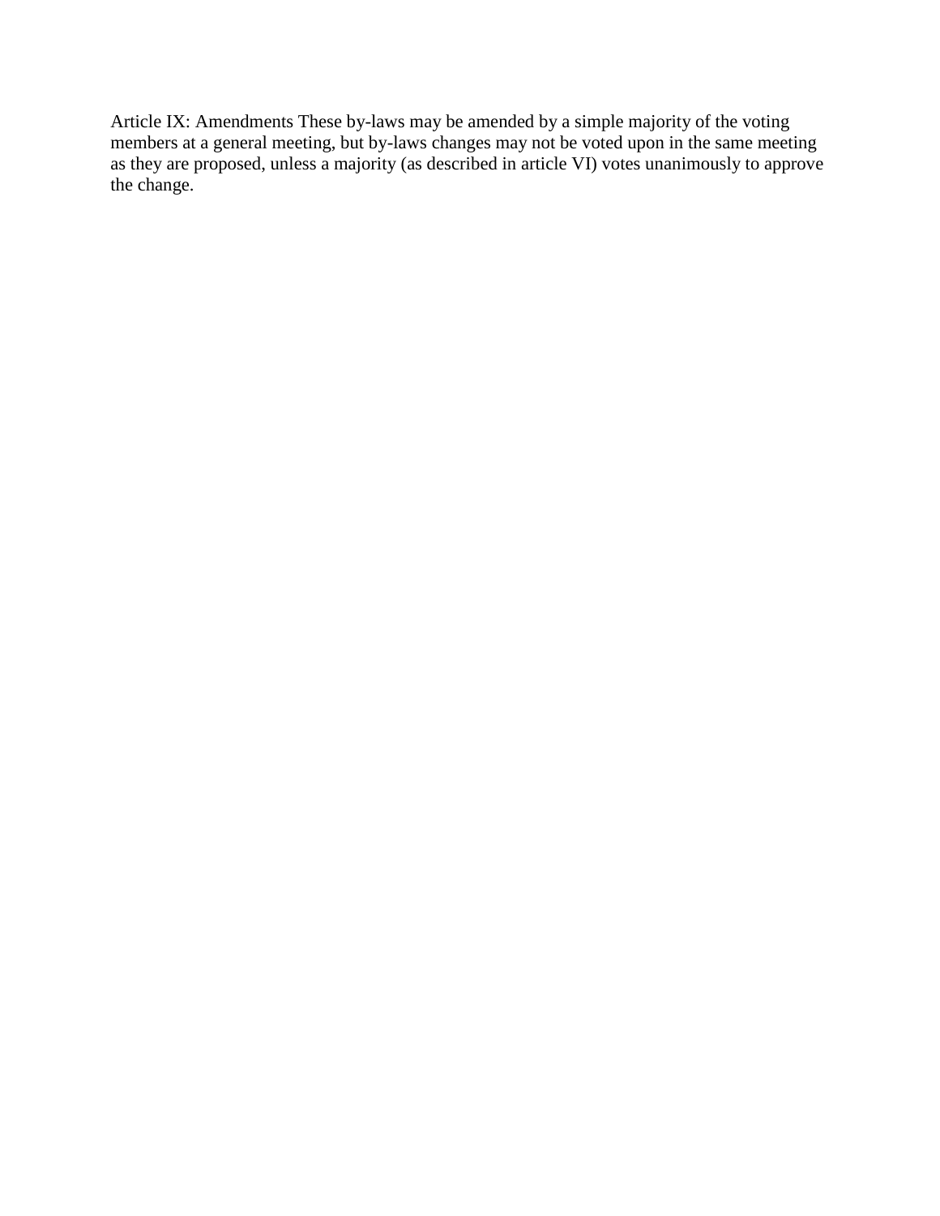Article IX: Amendments These by-laws may be amended by a simple majority of the voting members at a general meeting, but by-laws changes may not be voted upon in the same meeting as they are proposed, unless a majority (as described in article VI) votes unanimously to approve the change.